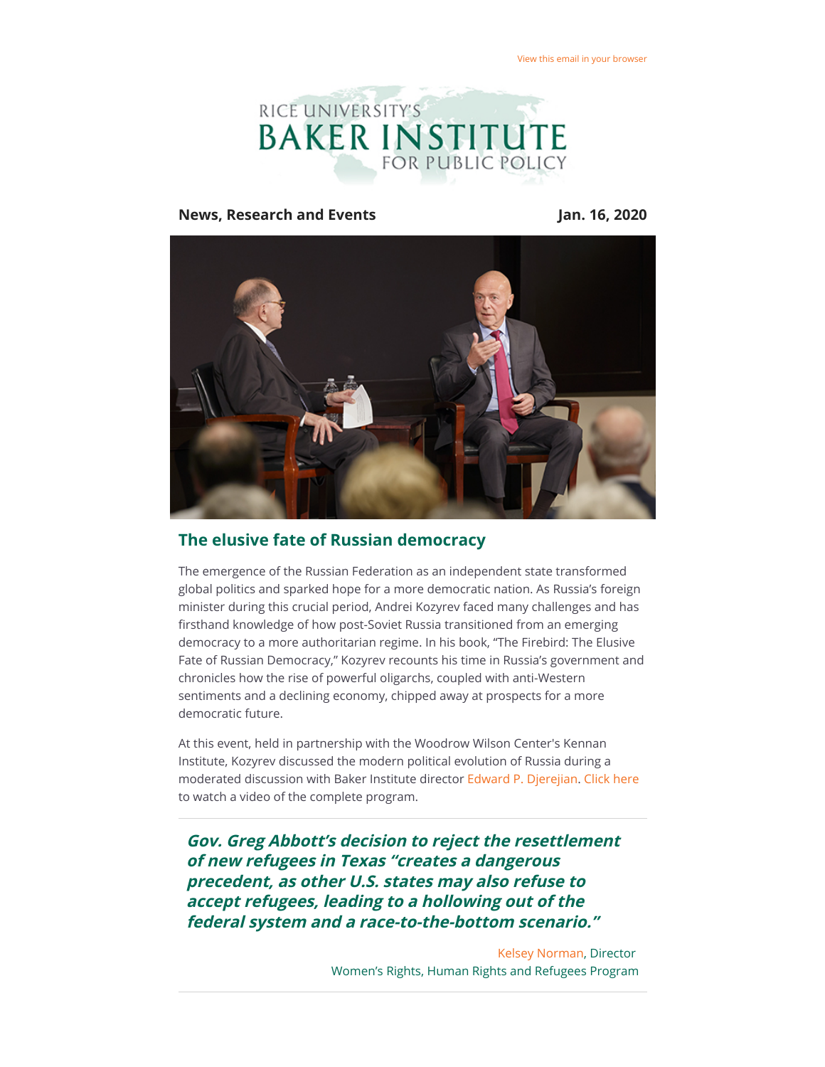View this email in your browser

RICE UNIVERSITY'S BAKER INSTITUTE FOR PUBLIC POLICY

**News, Research and Events** **Jan. 16, 2020**

## The elusive fate of Russian democracy

The emergence of the Russian Federation as an independent state transformed global politics and sparked hope for a more democratic nation. As Russia's foreign minister during this crucial period, Andrei Kozyrev faced many challenges and has firsthand knowledge of how post-Soviet Russia transitioned from an emerging democracy to a more authoritarian regime. In his book, "The Firebird: The Elusive Fate of Russian Democracy," Kozyrev recounts his time in Russia's government and chronicles how the rise of powerful oligarchs, coupled with anti-Western sentiments and a declining economy, chipped away at prospects for a more democratic future.

At this event, held in partnership with the Woodrow Wilson Center's Kennan Institute, Kozyrev discussed the modern political evolution of Russia during a moderated discussion with Baker Institute director Edward P. Djerejian. Click here to watch a video of the complete program.

---

***Gov. Greg Abbott's decision to reject the resettlement of new refugees in Texas "creates a dangerous precedent, as other U.S. states may also refuse to accept refugees, leading to a hollowing out of the federal system and a race-to-the-bottom scenario."***

Kelsey Norman, Director
Women's Rights, Human Rights and Refugees Program

---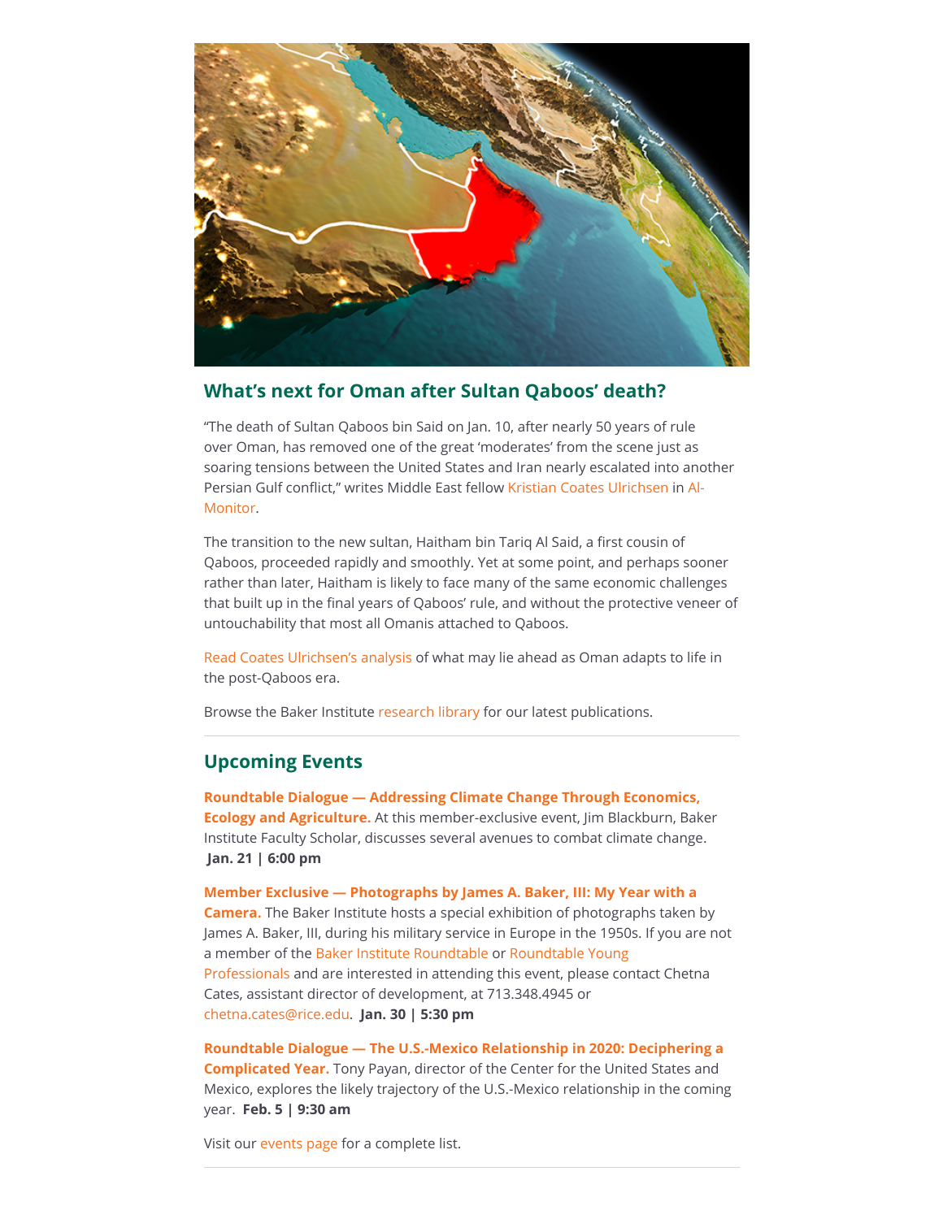## What's next for Oman after Sultan Qaboos' death?

"The death of Sultan Qaboos bin Said on Jan. 10, after nearly 50 years of rule over Oman, has removed one of the great 'moderates' from the scene just as soaring tensions between the United States and Iran nearly escalated into another Persian Gulf conflict," writes Middle East fellow Kristian Coates Ulrichsen in Al-Monitor.

The transition to the new sultan, Haitham bin Tariq Al Said, a first cousin of Qaboos, proceeded rapidly and smoothly. Yet at some point, and perhaps sooner rather than later, Haitham is likely to face many of the same economic challenges that built up in the final years of Qaboos' rule, and without the protective veneer of untouchability that most all Omanis attached to Qaboos.

Read Coates Ulrichsen's analysis of what may lie ahead as Oman adapts to life in the post-Qaboos era.

Browse the Baker Institute research library for our latest publications.

---

## Upcoming Events

**Roundtable Dialogue — Addressing Climate Change Through Economics, Ecology and Agriculture.** At this member-exclusive event, Jim Blackburn, Baker Institute Faculty Scholar, discusses several avenues to combat climate change. **Jan. 21 | 6:00 pm**

**Member Exclusive — Photographs by James A. Baker, III: My Year with a Camera.** The Baker Institute hosts a special exhibition of photographs taken by James A. Baker, III, during his military service in Europe in the 1950s. If you are not a member of the Baker Institute Roundtable or Roundtable Young Professionals and are interested in attending this event, please contact Chetna Cates, assistant director of development, at 713.348.4945 or chetna.cates@rice.edu. **Jan. 30 | 5:30 pm**

**Roundtable Dialogue — The U.S.-Mexico Relationship in 2020: Deciphering a Complicated Year.** Tony Payan, director of the Center for the United States and Mexico, explores the likely trajectory of the U.S.-Mexico relationship in the coming year. **Feb. 5 | 9:30 am**

Visit our events page for a complete list.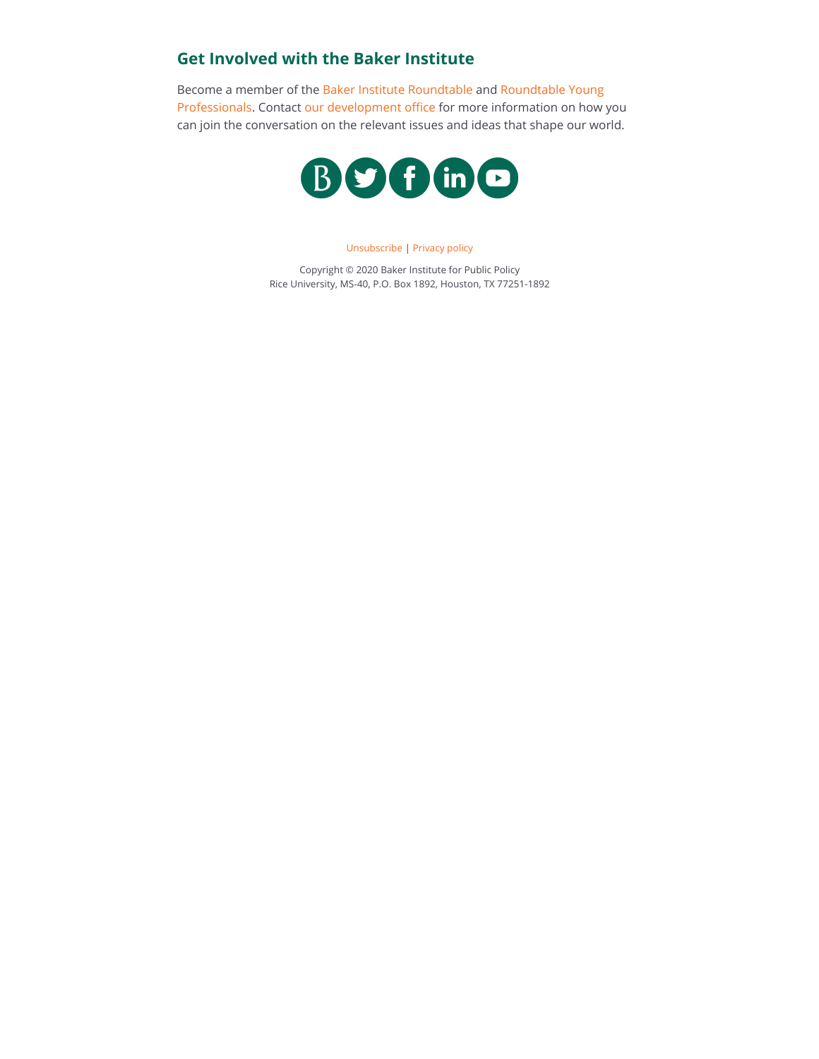## Get Involved with the Baker Institute

Become a member of the Baker Institute Roundtable and Roundtable Young Professionals. Contact our development office for more information on how you can join the conversation on the relevant issues and ideas that shape our world.

Unsubscribe | Privacy policy

Copyright © 2020 Baker Institute for Public Policy
Rice University, MS-40, P.O. Box 1892, Houston, TX 77251-1892